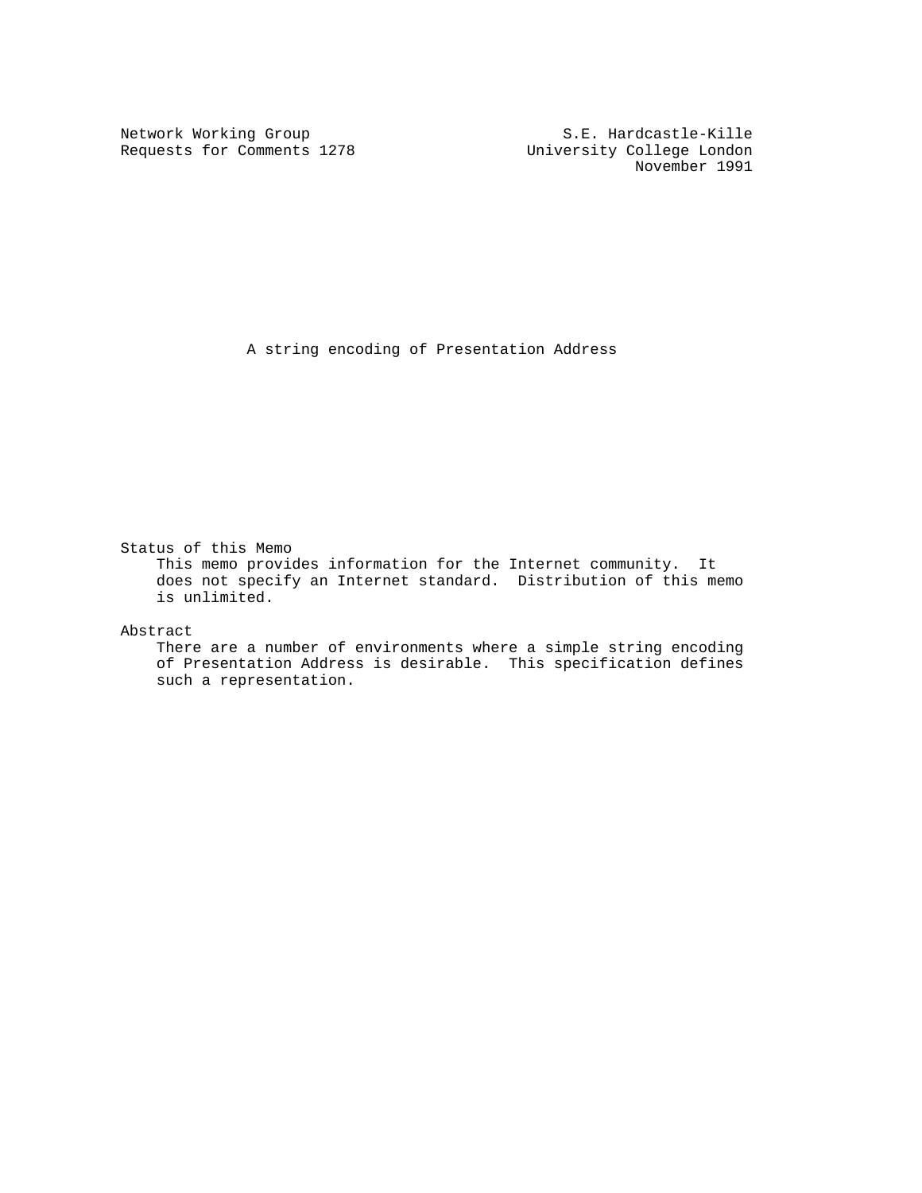Network Working Group S.E. Hardcastle-Kille
Requests for Comments 1278 University College London
November 1991

# A string encoding of Presentation Address

## Status of this Memo

This memo provides information for the Internet community. It does not specify an Internet standard. Distribution of this memo is unlimited.

## Abstract

There are a number of environments where a simple string encoding of Presentation Address is desirable. This specification defines such a representation.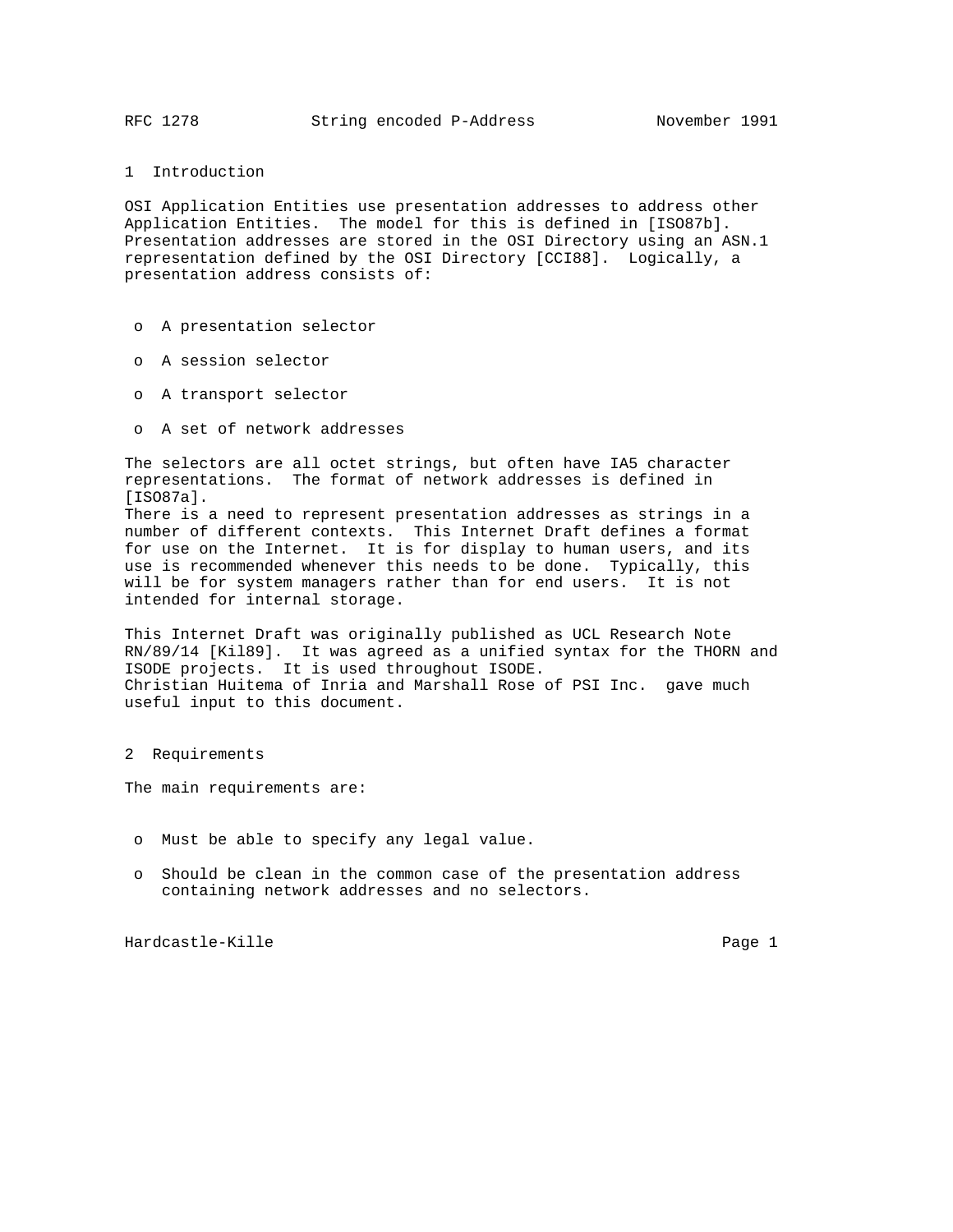## 1 Introduction

OSI Application Entities use presentation addresses to address other Application Entities. The model for this is defined in [ISO87b]. Presentation addresses are stored in the OSI Directory using an ASN.1 representation defined by the OSI Directory [CCI88]. Logically, a presentation address consists of:

- A presentation selector
- A session selector
- A transport selector
- A set of network addresses

The selectors are all octet strings, but often have IA5 character representations. The format of network addresses is defined in [ISO87a].
There is a need to represent presentation addresses as strings in a number of different contexts. This Internet Draft defines a format for use on the Internet. It is for display to human users, and its use is recommended whenever this needs to be done. Typically, this will be for system managers rather than for end users. It is not intended for internal storage.

This Internet Draft was originally published as UCL Research Note RN/89/14 [Kil89]. It was agreed as a unified syntax for the THORN and ISODE projects. It is used throughout ISODE.
Christian Huitema of Inria and Marshall Rose of PSI Inc. gave much useful input to this document.

## 2 Requirements

The main requirements are:

- Must be able to specify any legal value.
- Should be clean in the common case of the presentation address containing network addresses and no selectors.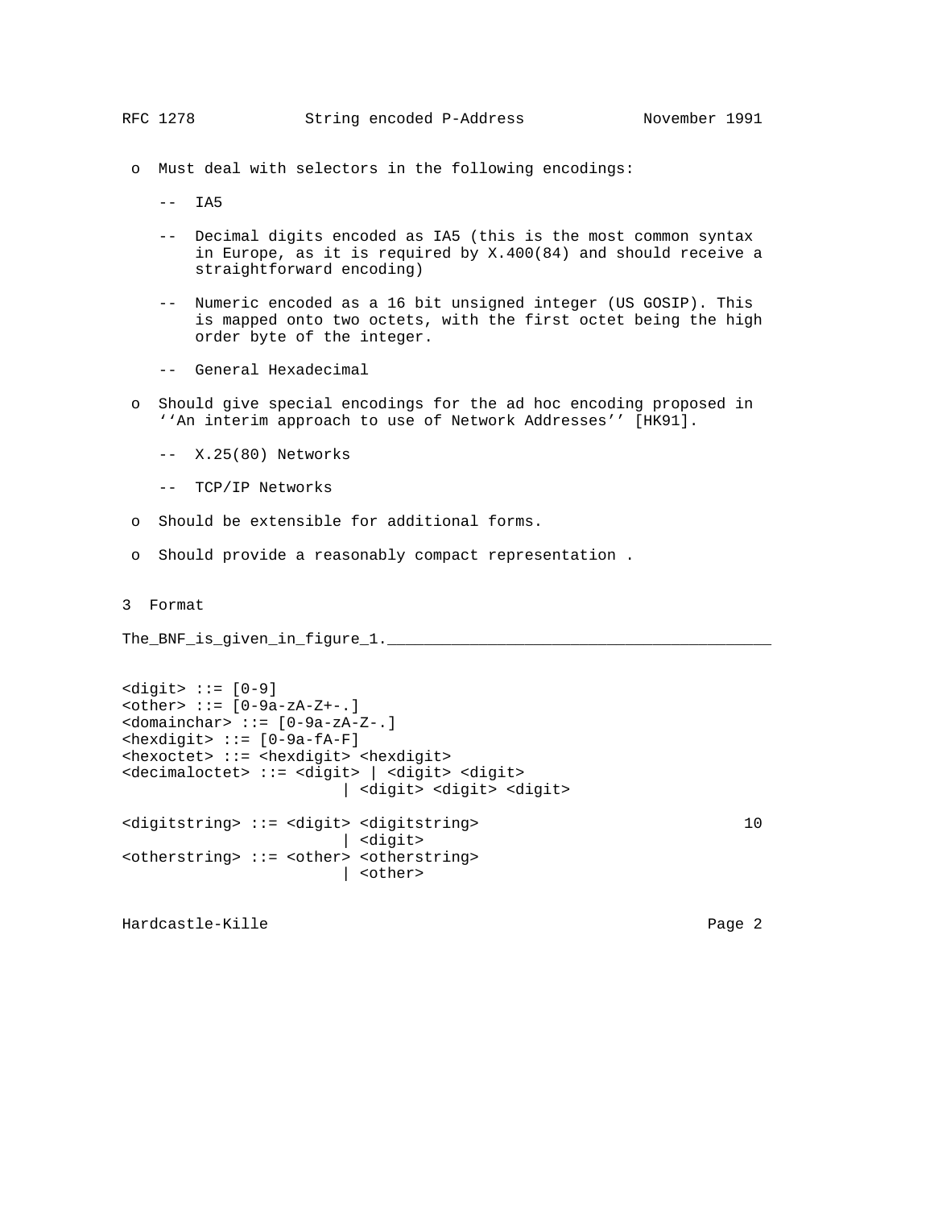- Must deal with selectors in the following encodings:

  - IA5

  - Decimal digits encoded as IA5 (this is the most common syntax in Europe, as it is required by X.400(84) and should receive a straightforward encoding)

  - Numeric encoded as a 16 bit unsigned integer (US GOSIP). This is mapped onto two octets, with the first octet being the high order byte of the integer.

  - General Hexadecimal

- Should give special encodings for the ad hoc encoding proposed in ''An interim approach to use of Network Addresses'' [HK91].

  - X.25(80) Networks

  - TCP/IP Networks

- Should be extensible for additional forms.

- Should provide a reasonably compact representation .

## 3 Format

The BNF is given in figure 1.

```
<digit> ::= [0-9]
<other> ::= [0-9a-zA-Z+-.]
<domainchar> ::= [0-9a-zA-Z-.]
<hexdigit> ::= [0-9a-fA-F]
<hexoctet> ::= <hexdigit> <hexdigit>
<decimaloctet> ::= <digit> | <digit> <digit>
                        | <digit> <digit> <digit>

<digitstring> ::= <digit> <digitstring>                          10
                        | <digit>
<otherstring> ::= <other> <otherstring>
                        | <other>
```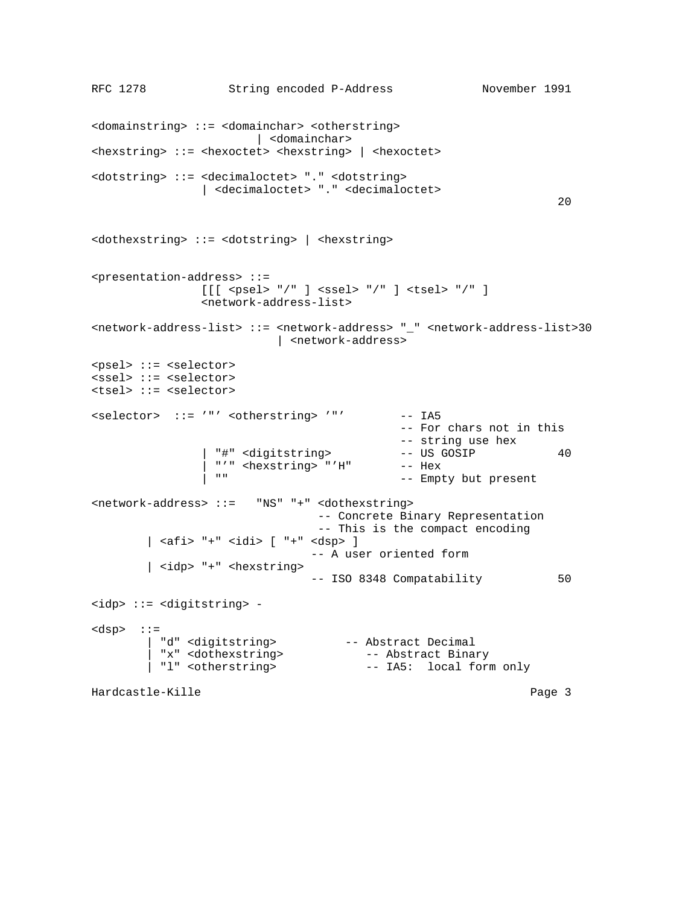```
<domainstring> ::= <domainchar> <otherstring>
                      | <domainchar>
<hexstring> ::= <hexoctet> <hexstring> | <hexoctet>

<dotstring> ::= <decimaloctet> "." <dotstring>
                | <decimaloctet> "." <decimaloctet>
                                                                   20

<dothexstring> ::= <dotstring> | <hexstring>


<presentation-address> ::=
                [[[ <psel> "/" ] <ssel> "/" ] <tsel> "/" ]
                <network-address-list>

<network-address-list> ::= <network-address> "_" <network-address-list>30
                         | <network-address>

<psel> ::= <selector>
<ssel> ::= <selector>
<tsel> ::= <selector>

<selector>  ::= '"' <otherstring> '"'        -- IA5
                                             -- For chars not in this
                                             -- string use hex
               | "#" <digitstring>           -- US GOSIP           40
               | "'" <hexstring> "'H"        -- Hex
               | ""                          -- Empty but present

<network-address> ::=   "NS" "+" <dothexstring>
                               -- Concrete Binary Representation
                               -- This is the compact encoding
        | <afi> "+" <idi> [ "+" <dsp> ]
                              -- A user oriented form
        | <idp> "+" <hexstring>
                              -- ISO 8348 Compatability          50

<idp> ::= <digitstring> -

<dsp>  ::=
        | "d" <digitstring>          -- Abstract Decimal
        | "x" <dothexstring>            -- Abstract Binary
        | "l" <otherstring>             -- IA5:  local form only
```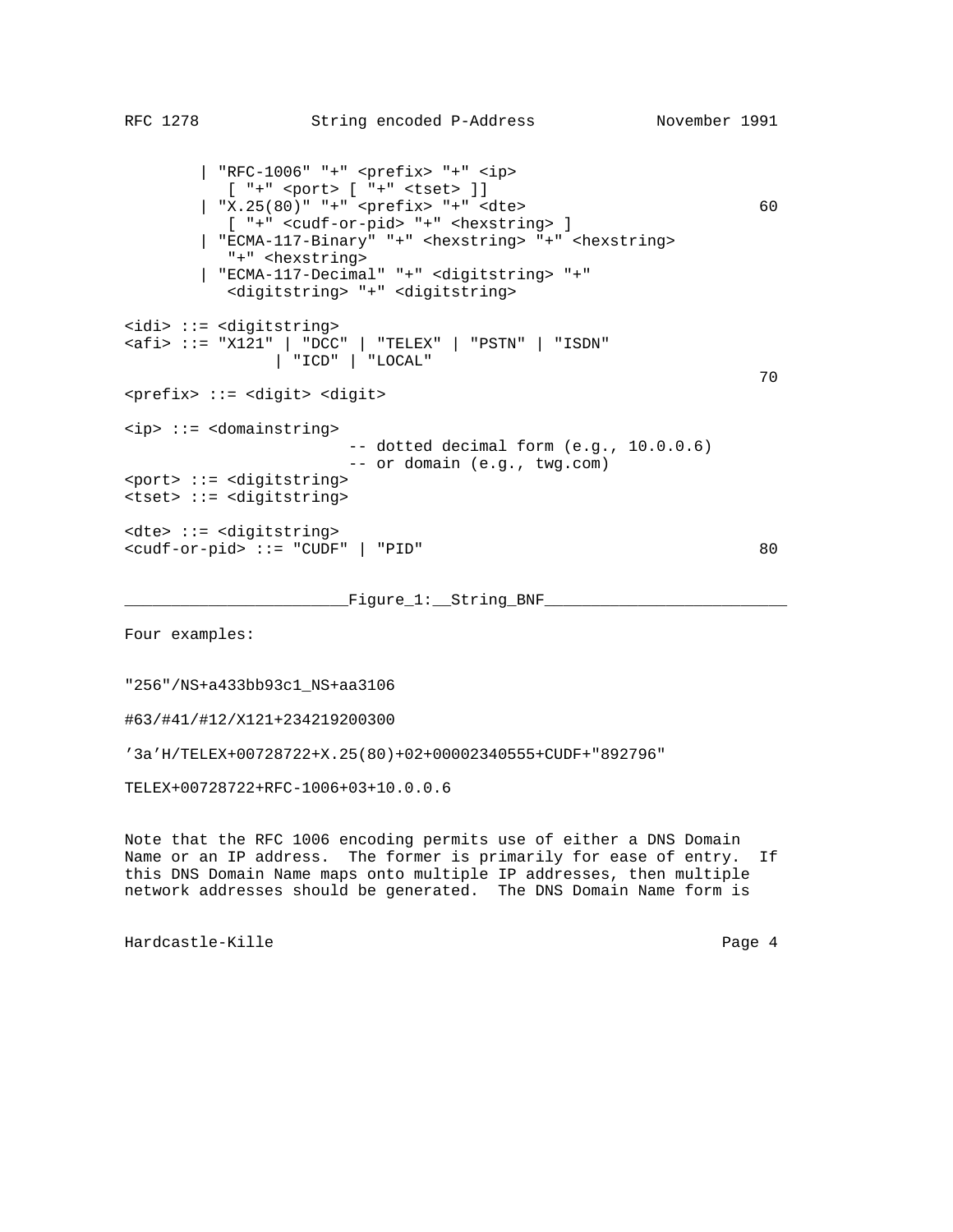```
        | "RFC-1006" "+" <prefix> "+" <ip>
           [ "+" <port> [ "+" <tset> ]]
        | "X.25(80)" "+" <prefix> "+" <dte>                           60
           [ "+" <cudf-or-pid> "+" <hexstring> ]
        | "ECMA-117-Binary" "+" <hexstring> "+" <hexstring>
           "+" <hexstring>
        | "ECMA-117-Decimal" "+" <digitstring> "+"
           <digitstring> "+" <digitstring>

<idi> ::= <digitstring>
<afi> ::= "X121" | "DCC" | "TELEX" | "PSTN" | "ISDN"
                | "ICD" | "LOCAL"
                                                                      70
<prefix> ::= <digit> <digit>

<ip> ::= <domainstring>
                        -- dotted decimal form (e.g., 10.0.0.6)
                        -- or domain (e.g., twg.com)
<port> ::= <digitstring>
<tset> ::= <digitstring>

<dte> ::= <digitstring>
<cudf-or-pid> ::= "CUDF" | "PID"                                      80
```

________________________Figure_1:__String_BNF__________________________

Four examples:

```
"256"/NS+a433bb93c1_NS+aa3106

#63/#41/#12/X121+234219200300

'3a'H/TELEX+00728722+X.25(80)+02+00002340555+CUDF+"892796"

TELEX+00728722+RFC-1006+03+10.0.0.6
```

Note that the RFC 1006 encoding permits use of either a DNS Domain Name or an IP address. The former is primarily for ease of entry. If this DNS Domain Name maps onto multiple IP addresses, then multiple network addresses should be generated. The DNS Domain Name form is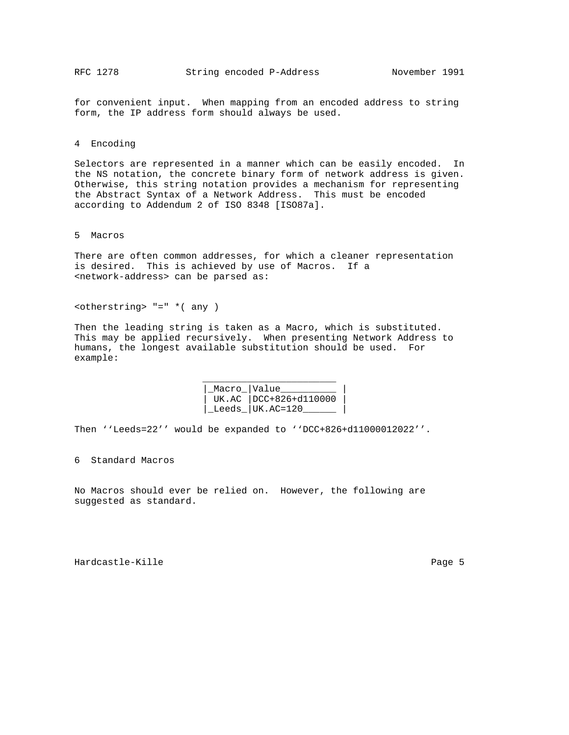for convenient input. When mapping from an encoded address to string form, the IP address form should always be used.

## 4 Encoding

Selectors are represented in a manner which can be easily encoded. In the NS notation, the concrete binary form of network address is given. Otherwise, this string notation provides a mechanism for representing the Abstract Syntax of a Network Address. This must be encoded according to Addendum 2 of ISO 8348 [ISO87a].

## 5 Macros

There are often common addresses, for which a cleaner representation is desired. This is achieved by use of Macros. If a <network-address> can be parsed as:

```
<otherstring> "=" *( any )
```

Then the leading string is taken as a Macro, which is substituted. This may be applied recursively. When presenting Network Address to humans, the longest available substitution should be used. For example:

| Macro | Value |
|---|---|
| UK.AC | DCC+826+d110000 |
| Leeds | UK.AC=120 |

Then ''Leeds=22'' would be expanded to ''DCC+826+d11000012022''.

## 6 Standard Macros

No Macros should ever be relied on. However, the following are suggested as standard.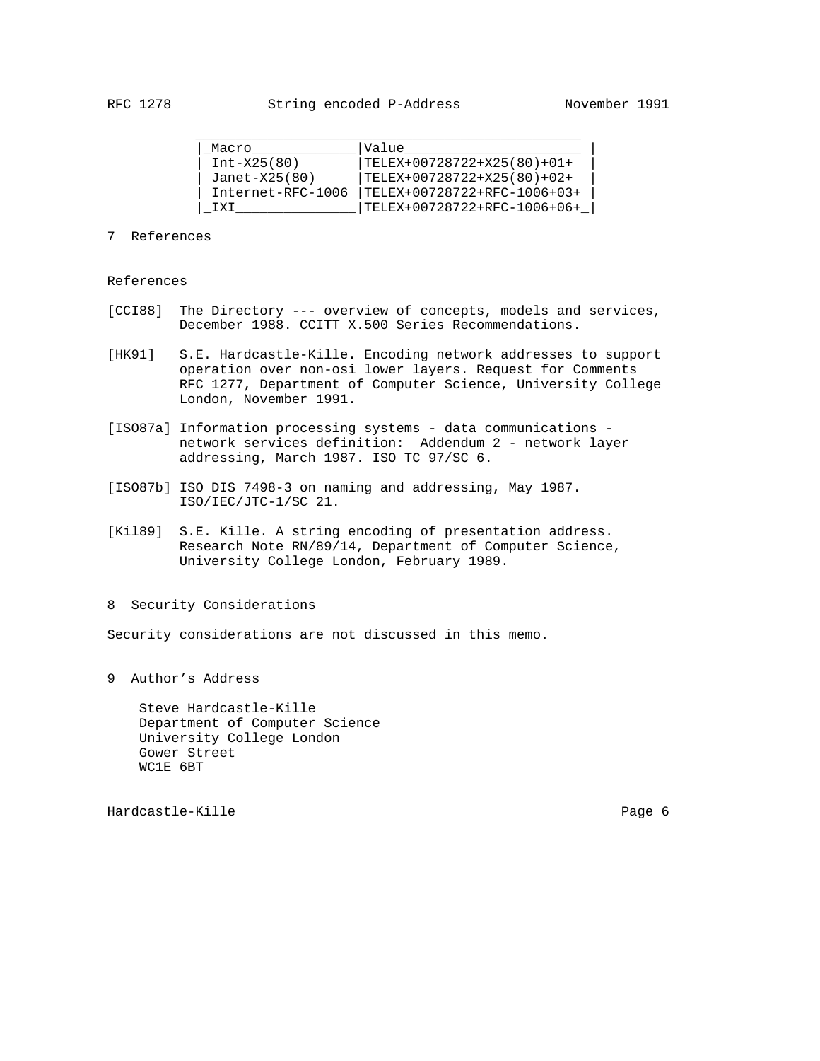| Macro | Value |
| --- | --- |
| Int-X25(80) | TELEX+00728722+X25(80)+01+ |
| Janet-X25(80) | TELEX+00728722+X25(80)+02+ |
| Internet-RFC-1006 | TELEX+00728722+RFC-1006+03+ |
| IXI | TELEX+00728722+RFC-1006+06+ |

## 7 References

References

[CCI88] The Directory --- overview of concepts, models and services, December 1988. CCITT X.500 Series Recommendations.

[HK91] S.E. Hardcastle-Kille. Encoding network addresses to support operation over non-osi lower layers. Request for Comments RFC 1277, Department of Computer Science, University College London, November 1991.

[ISO87a] Information processing systems - data communications - network services definition: Addendum 2 - network layer addressing, March 1987. ISO TC 97/SC 6.

[ISO87b] ISO DIS 7498-3 on naming and addressing, May 1987. ISO/IEC/JTC-1/SC 21.

[Kil89] S.E. Kille. A string encoding of presentation address. Research Note RN/89/14, Department of Computer Science, University College London, February 1989.

## 8 Security Considerations

Security considerations are not discussed in this memo.

## 9 Author's Address

Steve Hardcastle-Kille
Department of Computer Science
University College London
Gower Street
WC1E 6BT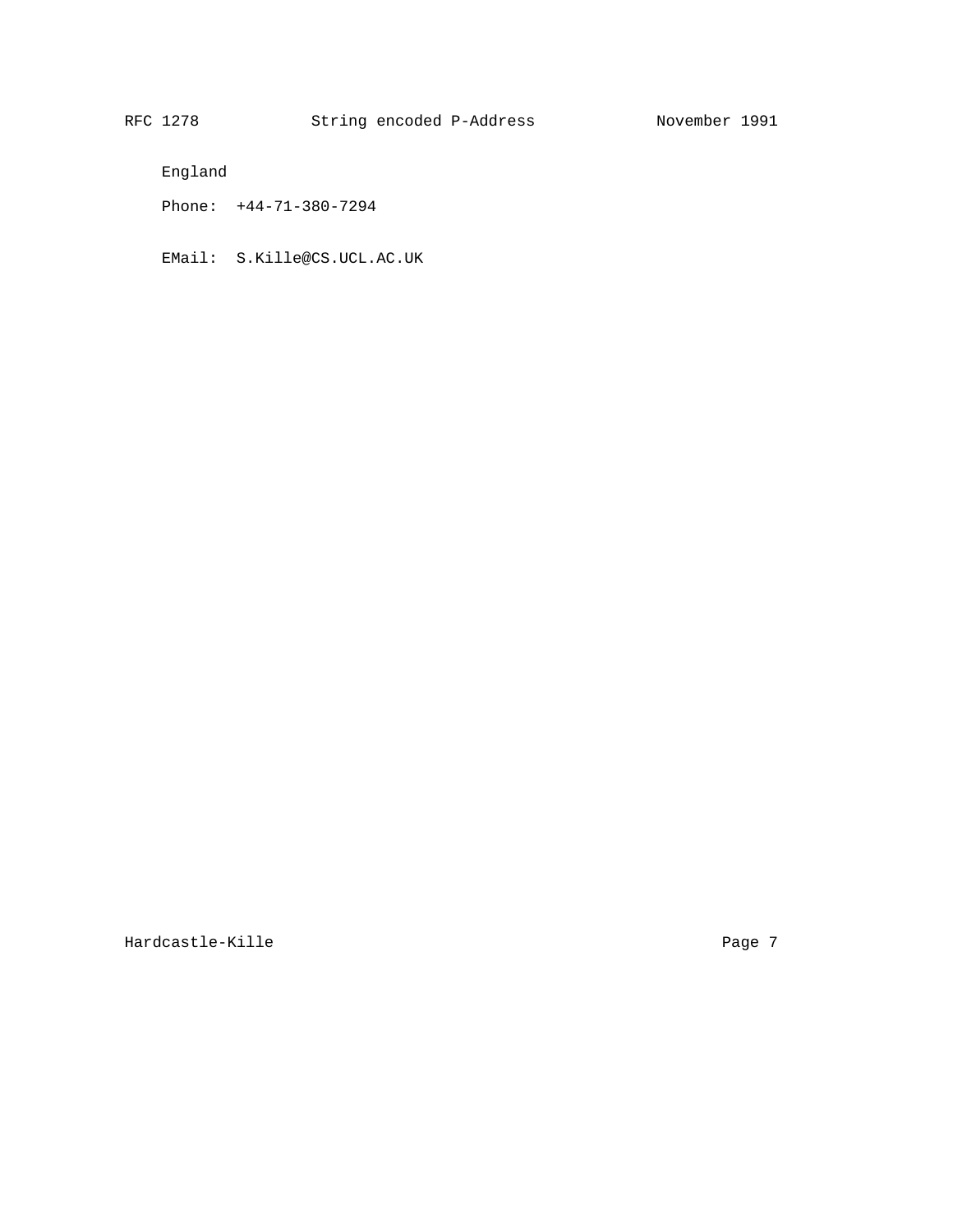England

Phone: +44-71-380-7294

EMail: S.Kille@CS.UCL.AC.UK